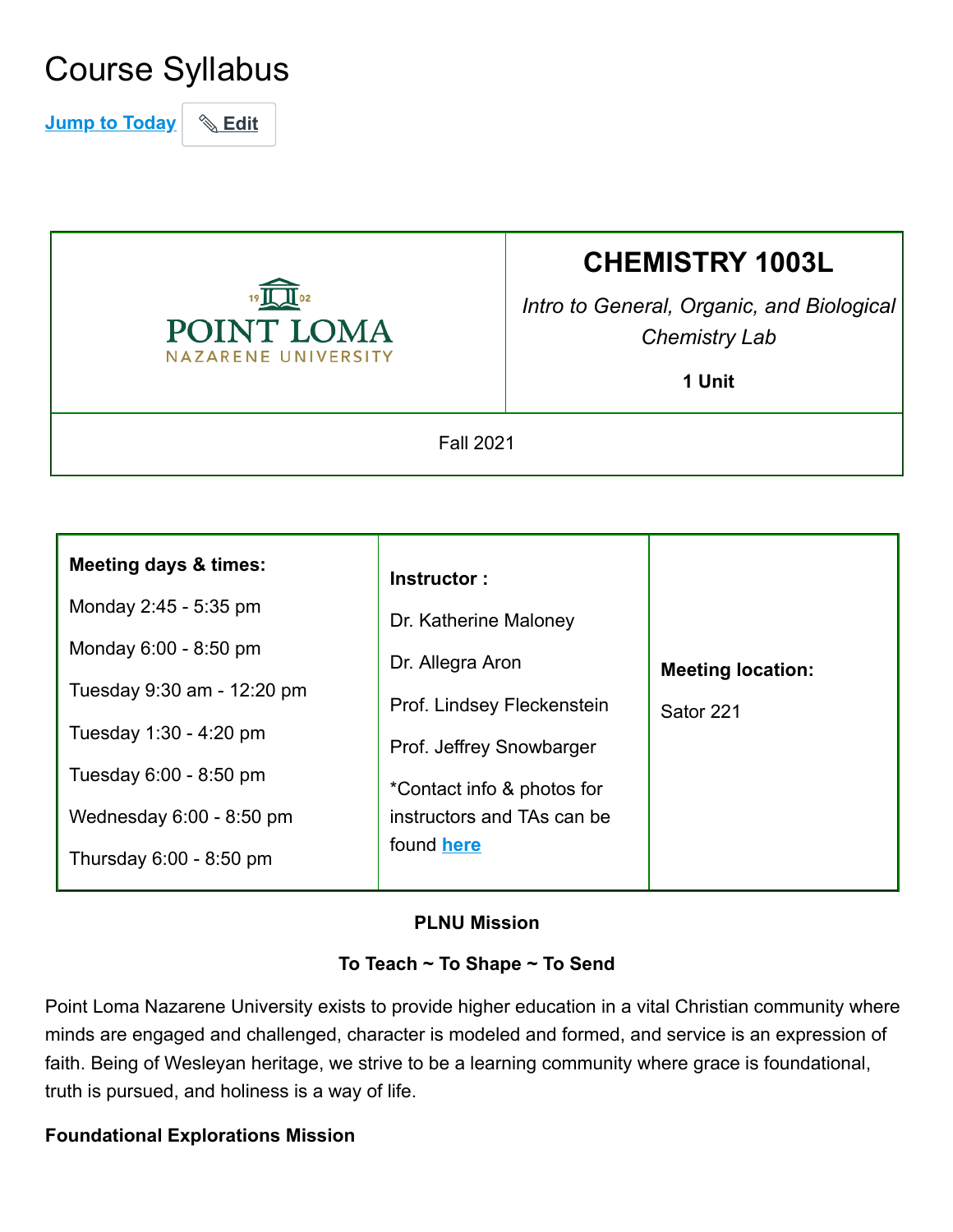# Course Syllabus

Jump to Today | Edit

| POINT LOMA NAZARENE UNIVERSITY | **CHEMISTRY 1003L**<br>*Intro to General, Organic, and Biological Chemistry Lab*<br>**1 Unit** |
|---|---|
| Fall 2021 | |

| **Meeting days & times:** | **Instructor :** | **Meeting location:** |
|---|---|---|
| Monday 2:45 - 5:35 pm<br>Monday 6:00 - 8:50 pm<br>Tuesday 9:30 am - 12:20 pm<br>Tuesday 1:30 - 4:20 pm<br>Tuesday 6:00 - 8:50 pm<br>Wednesday 6:00 - 8:50 pm<br>Thursday 6:00 - 8:50 pm | Dr. Katherine Maloney<br>Dr. Allegra Aron<br>Prof. Lindsey Fleckenstein<br>Prof. Jeffrey Snowbarger<br>*Contact info & photos for instructors and TAs can be found here | Sator 221 |

**PLNU Mission**

**To Teach ~ To Shape ~ To Send**

Point Loma Nazarene University exists to provide higher education in a vital Christian community where minds are engaged and challenged, character is modeled and formed, and service is an expression of faith. Being of Wesleyan heritage, we strive to be a learning community where grace is foundational, truth is pursued, and holiness is a way of life.

**Foundational Explorations Mission**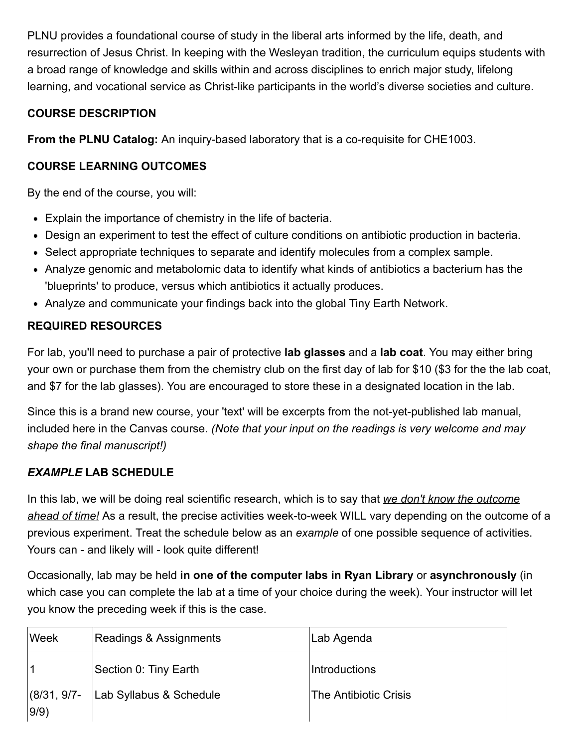PLNU provides a foundational course of study in the liberal arts informed by the life, death, and resurrection of Jesus Christ. In keeping with the Wesleyan tradition, the curriculum equips students with a broad range of knowledge and skills within and across disciplines to enrich major study, lifelong learning, and vocational service as Christ-like participants in the world's diverse societies and culture.

**COURSE DESCRIPTION**

**From the PLNU Catalog:** An inquiry-based laboratory that is a co-requisite for CHE1003.

**COURSE LEARNING OUTCOMES**

By the end of the course, you will:

- Explain the importance of chemistry in the life of bacteria.
- Design an experiment to test the effect of culture conditions on antibiotic production in bacteria.
- Select appropriate techniques to separate and identify molecules from a complex sample.
- Analyze genomic and metabolomic data to identify what kinds of antibiotics a bacterium has the 'blueprints' to produce, versus which antibiotics it actually produces.
- Analyze and communicate your findings back into the global Tiny Earth Network.

**REQUIRED RESOURCES**

For lab, you'll need to purchase a pair of protective **lab glasses** and a **lab coat**. You may either bring your own or purchase them from the chemistry club on the first day of lab for $10 ($3 for the the lab coat, and $7 for the lab glasses). You are encouraged to store these in a designated location in the lab.

Since this is a brand new course, your 'text' will be excerpts from the not-yet-published lab manual, included here in the Canvas course. *(Note that your input on the readings is very welcome and may shape the final manuscript!)*

***EXAMPLE* LAB SCHEDULE**

In this lab, we will be doing real scientific research, which is to say that ***we don't know the outcome ahead of time!*** As a result, the precise activities week-to-week WILL vary depending on the outcome of a previous experiment. Treat the schedule below as an *example* of one possible sequence of activities. Yours can - and likely will - look quite different!

Occasionally, lab may be held **in one of the computer labs in Ryan Library** or **asynchronously** (in which case you can complete the lab at a time of your choice during the week). Your instructor will let you know the preceding week if this is the case.

| Week | Readings & Assignments | Lab Agenda |
|---|---|---|
| 1<br>(8/31, 9/7-9/9) | Section 0: Tiny Earth<br>Lab Syllabus & Schedule | Introductions<br>The Antibiotic Crisis |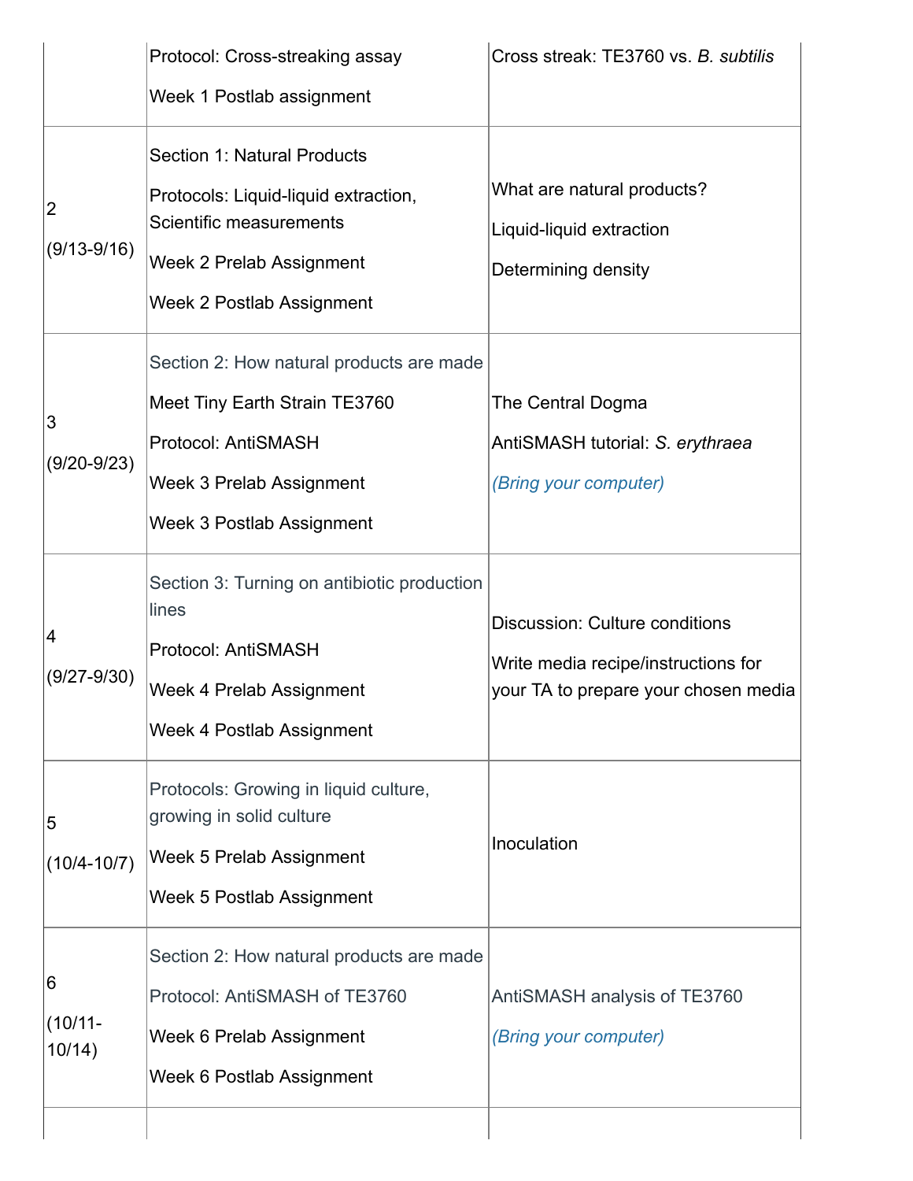| | | |
|---|---|---|
| | Protocol: Cross-streaking assay<br>Week 1 Postlab assignment | Cross streak: TE3760 vs. *B. subtilis* |
| 2<br>(9/13-9/16) | Section 1: Natural Products<br>Protocols: Liquid-liquid extraction, Scientific measurements<br>Week 2 Prelab Assignment<br>Week 2 Postlab Assignment | What are natural products?<br>Liquid-liquid extraction<br>Determining density |
| 3<br>(9/20-9/23) | Section 2: How natural products are made<br>Meet Tiny Earth Strain TE3760<br>Protocol: AntiSMASH<br>Week 3 Prelab Assignment<br>Week 3 Postlab Assignment | The Central Dogma<br>AntiSMASH tutorial: *S. erythraea*<br>*(Bring your computer)* |
| 4<br>(9/27-9/30) | Section 3: Turning on antibiotic production lines<br>Protocol: AntiSMASH<br>Week 4 Prelab Assignment<br>Week 4 Postlab Assignment | Discussion: Culture conditions<br>Write media recipe/instructions for your TA to prepare your chosen media |
| 5<br>(10/4-10/7) | Protocols: Growing in liquid culture, growing in solid culture<br>Week 5 Prelab Assignment<br>Week 5 Postlab Assignment | Inoculation |
| 6<br>(10/11-10/14) | Section 2: How natural products are made<br>Protocol: AntiSMASH of TE3760<br>Week 6 Prelab Assignment<br>Week 6 Postlab Assignment | AntiSMASH analysis of TE3760<br>*(Bring your computer)* |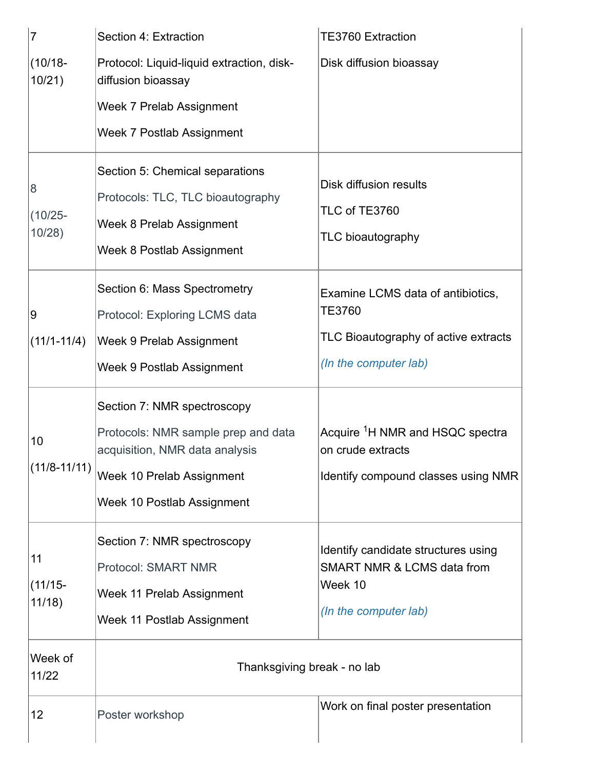| | | |
|---|---|---|
| 7<br><br>(10/18-10/21) | Section 4: Extraction<br><br>Protocol: Liquid-liquid extraction, disk-diffusion bioassay<br><br>Week 7 Prelab Assignment<br><br>Week 7 Postlab Assignment | TE3760 Extraction<br><br>Disk diffusion bioassay |
| 8<br><br>(10/25-10/28) | Section 5: Chemical separations<br><br>Protocols: TLC, TLC bioautography<br><br>Week 8 Prelab Assignment<br><br>Week 8 Postlab Assignment | Disk diffusion results<br><br>TLC of TE3760<br><br>TLC bioautography |
| 9<br><br>(11/1-11/4) | Section 6: Mass Spectrometry<br><br>Protocol: Exploring LCMS data<br><br>Week 9 Prelab Assignment<br><br>Week 9 Postlab Assignment | Examine LCMS data of antibiotics, TE3760<br><br>TLC Bioautography of active extracts<br><br>*(In the computer lab)* |
| 10<br><br>(11/8-11/11) | Section 7: NMR spectroscopy<br><br>Protocols: NMR sample prep and data acquisition, NMR data analysis<br><br>Week 10 Prelab Assignment<br><br>Week 10 Postlab Assignment | Acquire $^{1}$H NMR and HSQC spectra on crude extracts<br><br>Identify compound classes using NMR |
| 11<br><br>(11/15-11/18) | Section 7: NMR spectroscopy<br><br>Protocol: SMART NMR<br><br>Week 11 Prelab Assignment<br><br>Week 11 Postlab Assignment | Identify candidate structures using SMART NMR & LCMS data from Week 10<br><br>*(In the computer lab)* |
| Week of 11/22 | Thanksgiving break - no lab | |
| 12 | Poster workshop | Work on final poster presentation |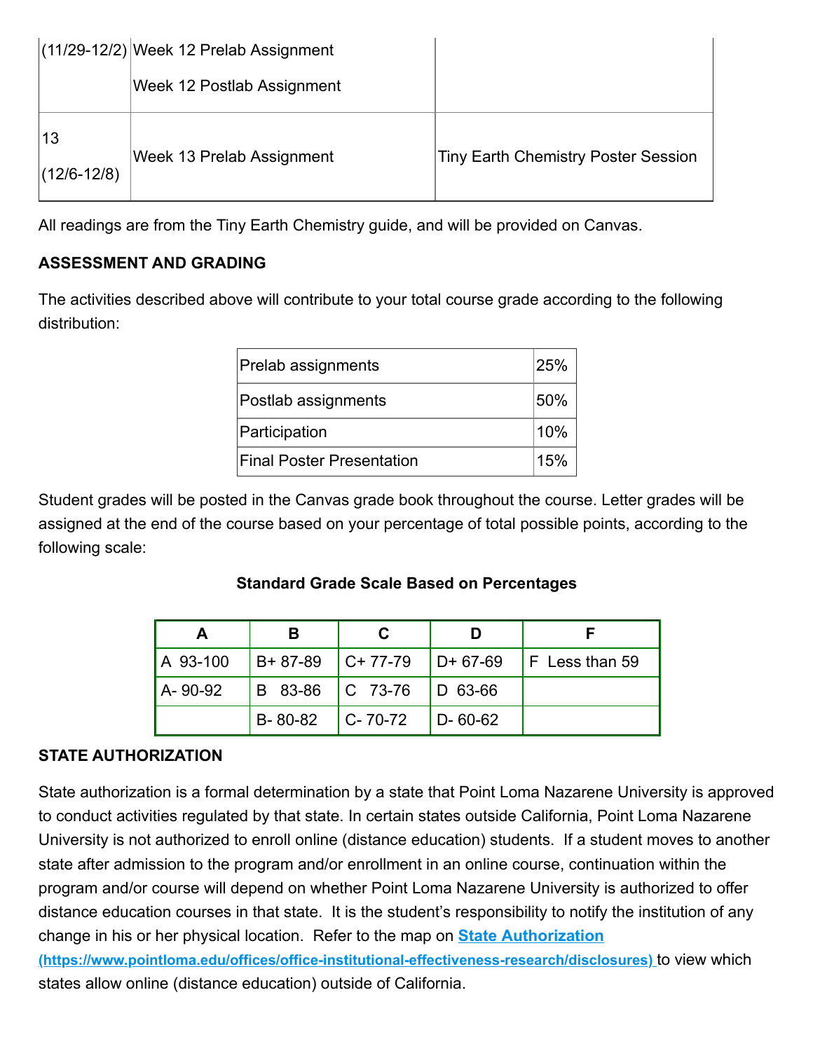| (11/29-12/2) | Week 12 Prelab Assignment<br><br>Week 12 Postlab Assignment | |
|---|---|---|
| 13<br><br>(12/6-12/8) | Week 13 Prelab Assignment | Tiny Earth Chemistry Poster Session |

All readings are from the Tiny Earth Chemistry guide, and will be provided on Canvas.

**ASSESSMENT AND GRADING**

The activities described above will contribute to your total course grade according to the following distribution:

| Component | Weight |
|---|---|
| Prelab assignments | 25% |
| Postlab assignments | 50% |
| Participation | 10% |
| Final Poster Presentation | 15% |

Student grades will be posted in the Canvas grade book throughout the course. Letter grades will be assigned at the end of the course based on your percentage of total possible points, according to the following scale:

**Standard Grade Scale Based on Percentages**

| A | B | C | D | F |
|---|---|---|---|---|
| A 93-100 | B+ 87-89 | C+ 77-79 | D+ 67-69 | F Less than 59 |
| A- 90-92 | B 83-86 | C 73-76 | D 63-66 | |
| | B- 80-82 | C- 70-72 | D- 60-62 | |

**STATE AUTHORIZATION**

State authorization is a formal determination by a state that Point Loma Nazarene University is approved to conduct activities regulated by that state. In certain states outside California, Point Loma Nazarene University is not authorized to enroll online (distance education) students. If a student moves to another state after admission to the program and/or enrollment in an online course, continuation within the program and/or course will depend on whether Point Loma Nazarene University is authorized to offer distance education courses in that state. It is the student's responsibility to notify the institution of any change in his or her physical location. Refer to the map on **State Authorization (https://www.pointloma.edu/offices/office-institutional-effectiveness-research/disclosures)** to view which states allow online (distance education) outside of California.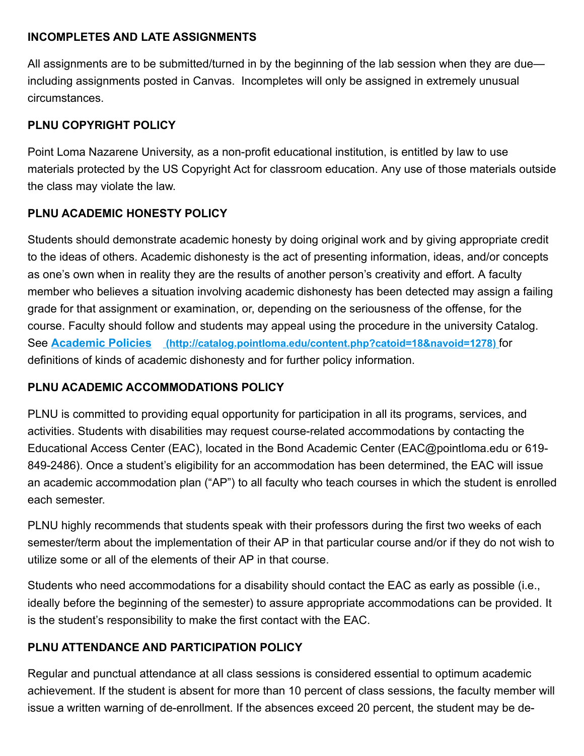**INCOMPLETES AND LATE ASSIGNMENTS**

All assignments are to be submitted/turned in by the beginning of the lab session when they are due—including assignments posted in Canvas. Incompletes will only be assigned in extremely unusual circumstances.

**PLNU COPYRIGHT POLICY**

Point Loma Nazarene University, as a non-profit educational institution, is entitled by law to use materials protected by the US Copyright Act for classroom education. Any use of those materials outside the class may violate the law.

**PLNU ACADEMIC HONESTY POLICY**

Students should demonstrate academic honesty by doing original work and by giving appropriate credit to the ideas of others. Academic dishonesty is the act of presenting information, ideas, and/or concepts as one's own when in reality they are the results of another person's creativity and effort. A faculty member who believes a situation involving academic dishonesty has been detected may assign a failing grade for that assignment or examination, or, depending on the seriousness of the offense, for the course. Faculty should follow and students may appeal using the procedure in the university Catalog. See [Academic Policies](http://catalog.pointloma.edu/content.php?catoid=18&navoid=1278) (http://catalog.pointloma.edu/content.php?catoid=18&navoid=1278) for definitions of kinds of academic dishonesty and for further policy information.

**PLNU ACADEMIC ACCOMMODATIONS POLICY**

PLNU is committed to providing equal opportunity for participation in all its programs, services, and activities. Students with disabilities may request course-related accommodations by contacting the Educational Access Center (EAC), located in the Bond Academic Center (EAC@pointloma.edu or 619-849-2486). Once a student's eligibility for an accommodation has been determined, the EAC will issue an academic accommodation plan ("AP") to all faculty who teach courses in which the student is enrolled each semester.

PLNU highly recommends that students speak with their professors during the first two weeks of each semester/term about the implementation of their AP in that particular course and/or if they do not wish to utilize some or all of the elements of their AP in that course.

Students who need accommodations for a disability should contact the EAC as early as possible (i.e., ideally before the beginning of the semester) to assure appropriate accommodations can be provided. It is the student's responsibility to make the first contact with the EAC.

**PLNU ATTENDANCE AND PARTICIPATION POLICY**

Regular and punctual attendance at all class sessions is considered essential to optimum academic achievement. If the student is absent for more than 10 percent of class sessions, the faculty member will issue a written warning of de-enrollment. If the absences exceed 20 percent, the student may be de-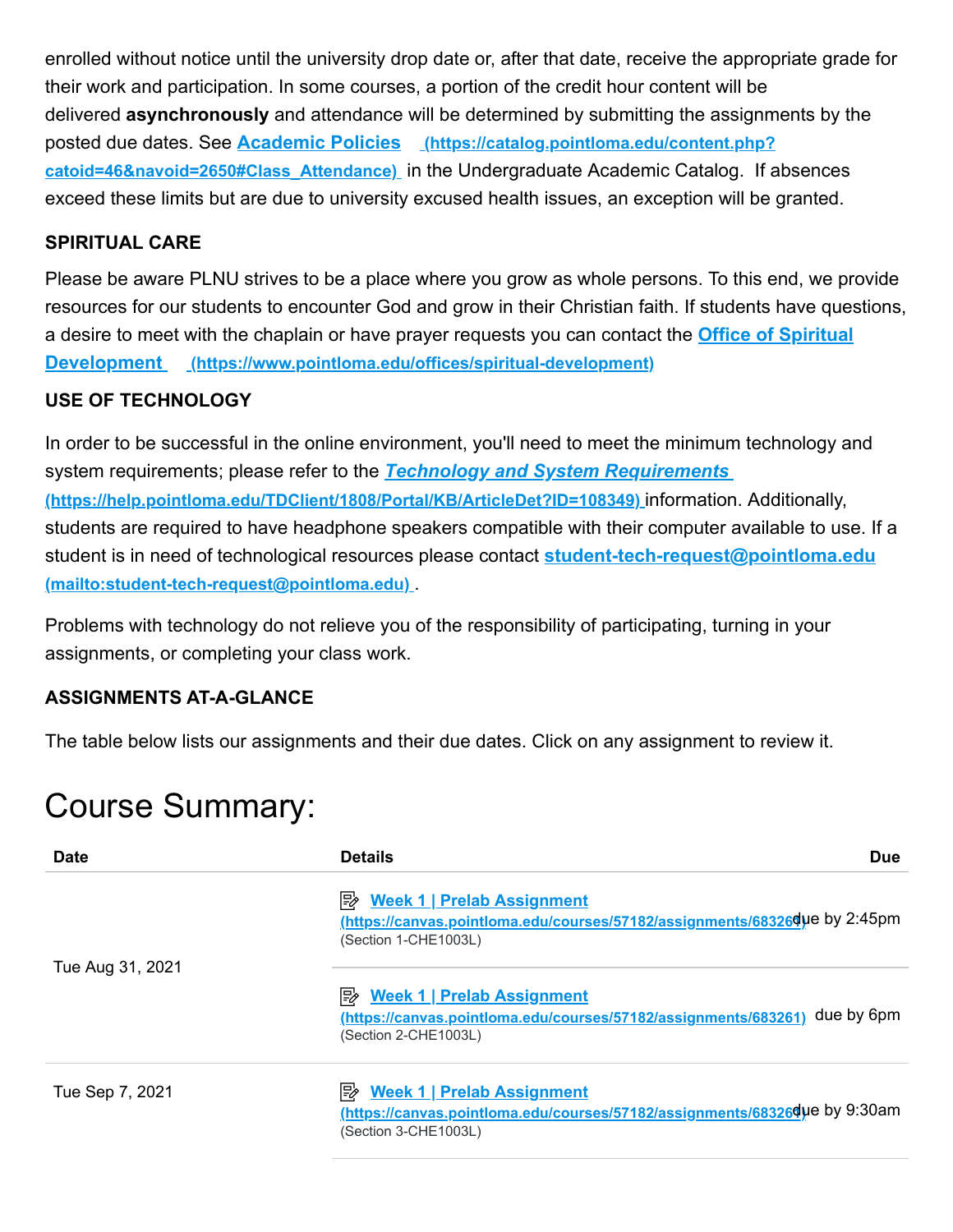enrolled without notice until the university drop date or, after that date, receive the appropriate grade for their work and participation. In some courses, a portion of the credit hour content will be delivered **asynchronously** and attendance will be determined by submitting the assignments by the posted due dates. See **Academic Policies (https://catalog.pointloma.edu/content.php?catoid=46&navoid=2650#Class_Attendance)** in the Undergraduate Academic Catalog. If absences exceed these limits but are due to university excused health issues, an exception will be granted.

**SPIRITUAL CARE**

Please be aware PLNU strives to be a place where you grow as whole persons. To this end, we provide resources for our students to encounter God and grow in their Christian faith. If students have questions, a desire to meet with the chaplain or have prayer requests you can contact the **Office of Spiritual Development (https://www.pointloma.edu/offices/spiritual-development)**

**USE OF TECHNOLOGY**

In order to be successful in the online environment, you'll need to meet the minimum technology and system requirements; please refer to the ***Technology and System Requirements*** **(https://help.pointloma.edu/TDClient/1808/Portal/KB/ArticleDet?ID=108349)** information. Additionally, students are required to have headphone speakers compatible with their computer available to use. If a student is in need of technological resources please contact **student-tech-request@pointloma.edu (mailto:student-tech-request@pointloma.edu)** .

Problems with technology do not relieve you of the responsibility of participating, turning in your assignments, or completing your class work.

**ASSIGNMENTS AT-A-GLANCE**

The table below lists our assignments and their due dates. Click on any assignment to review it.

# Course Summary:

| Date | Details | Due |
|---|---|---|
| Tue Aug 31, 2021 | **Week 1 \| Prelab Assignment (https://canvas.pointloma.edu/courses/57182/assignments/683260)** (Section 1-CHE1003L) | due by 2:45pm |
| | **Week 1 \| Prelab Assignment (https://canvas.pointloma.edu/courses/57182/assignments/683261)** (Section 2-CHE1003L) | due by 6pm |
| Tue Sep 7, 2021 | **Week 1 \| Prelab Assignment (https://canvas.pointloma.edu/courses/57182/assignments/683260)** (Section 3-CHE1003L) | due by 9:30am |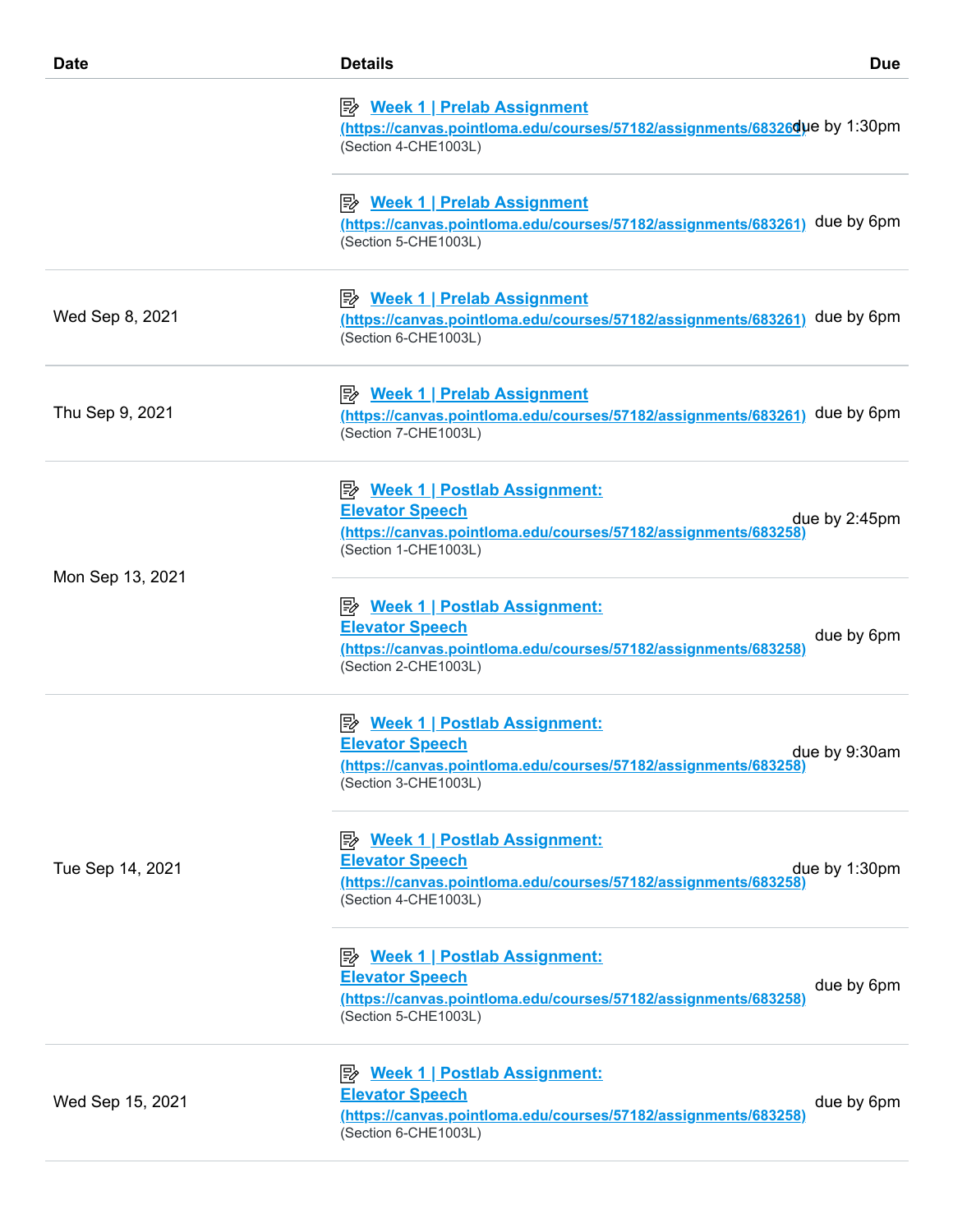| Date | Details | Due |
|---|---|---|
| | Week 1 \| Prelab Assignment (https://canvas.pointloma.edu/courses/57182/assignments/683261) (Section 4-CHE1003L) | due by 1:30pm |
| | Week 1 \| Prelab Assignment (https://canvas.pointloma.edu/courses/57182/assignments/683261) (Section 5-CHE1003L) | due by 6pm |
| Wed Sep 8, 2021 | Week 1 \| Prelab Assignment (https://canvas.pointloma.edu/courses/57182/assignments/683261) (Section 6-CHE1003L) | due by 6pm |
| Thu Sep 9, 2021 | Week 1 \| Prelab Assignment (https://canvas.pointloma.edu/courses/57182/assignments/683261) (Section 7-CHE1003L) | due by 6pm |
| Mon Sep 13, 2021 | Week 1 \| Postlab Assignment: Elevator Speech (https://canvas.pointloma.edu/courses/57182/assignments/683258) (Section 1-CHE1003L) | due by 2:45pm |
| | Week 1 \| Postlab Assignment: Elevator Speech (https://canvas.pointloma.edu/courses/57182/assignments/683258) (Section 2-CHE1003L) | due by 6pm |
| Tue Sep 14, 2021 | Week 1 \| Postlab Assignment: Elevator Speech (https://canvas.pointloma.edu/courses/57182/assignments/683258) (Section 3-CHE1003L) | due by 9:30am |
| | Week 1 \| Postlab Assignment: Elevator Speech (https://canvas.pointloma.edu/courses/57182/assignments/683258) (Section 4-CHE1003L) | due by 1:30pm |
| | Week 1 \| Postlab Assignment: Elevator Speech (https://canvas.pointloma.edu/courses/57182/assignments/683258) (Section 5-CHE1003L) | due by 6pm |
| Wed Sep 15, 2021 | Week 1 \| Postlab Assignment: Elevator Speech (https://canvas.pointloma.edu/courses/57182/assignments/683258) (Section 6-CHE1003L) | due by 6pm |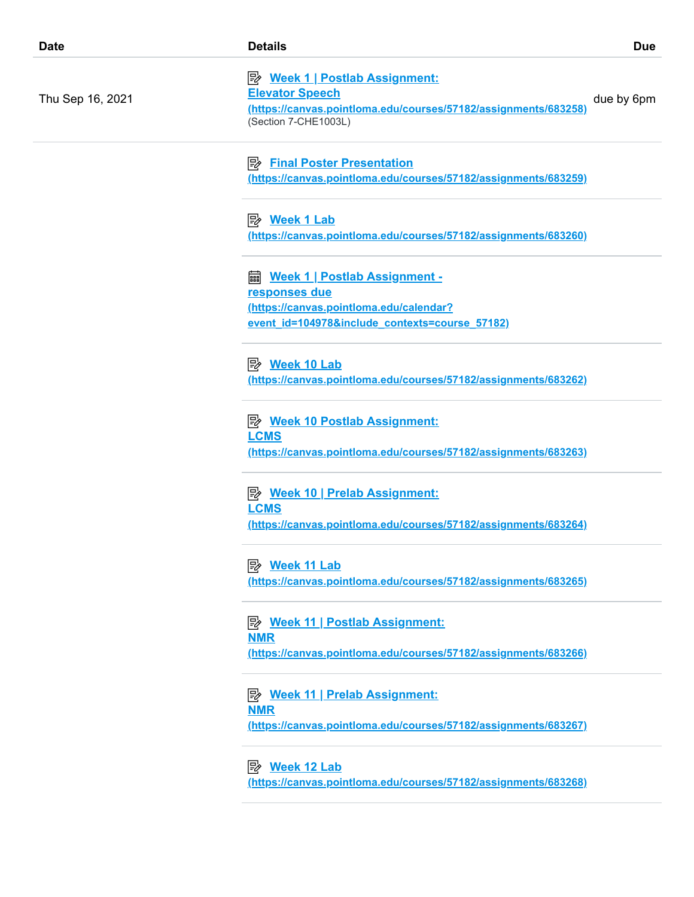| Date | Details | Due |
| --- | --- | --- |
| Thu Sep 16, 2021 | Week 1 \| Postlab Assignment: Elevator Speech (https://canvas.pointloma.edu/courses/57182/assignments/683258) (Section 7-CHE1003L) | due by 6pm |
| | Final Poster Presentation (https://canvas.pointloma.edu/courses/57182/assignments/683259) | |
| | Week 1 Lab (https://canvas.pointloma.edu/courses/57182/assignments/683260) | |
| | Week 1 \| Postlab Assignment - responses due (https://canvas.pointloma.edu/calendar?event_id=104978&include_contexts=course_57182) | |
| | Week 10 Lab (https://canvas.pointloma.edu/courses/57182/assignments/683262) | |
| | Week 10 Postlab Assignment: LCMS (https://canvas.pointloma.edu/courses/57182/assignments/683263) | |
| | Week 10 \| Prelab Assignment: LCMS (https://canvas.pointloma.edu/courses/57182/assignments/683264) | |
| | Week 11 Lab (https://canvas.pointloma.edu/courses/57182/assignments/683265) | |
| | Week 11 \| Postlab Assignment: NMR (https://canvas.pointloma.edu/courses/57182/assignments/683266) | |
| | Week 11 \| Prelab Assignment: NMR (https://canvas.pointloma.edu/courses/57182/assignments/683267) | |
| | Week 12 Lab (https://canvas.pointloma.edu/courses/57182/assignments/683268) | |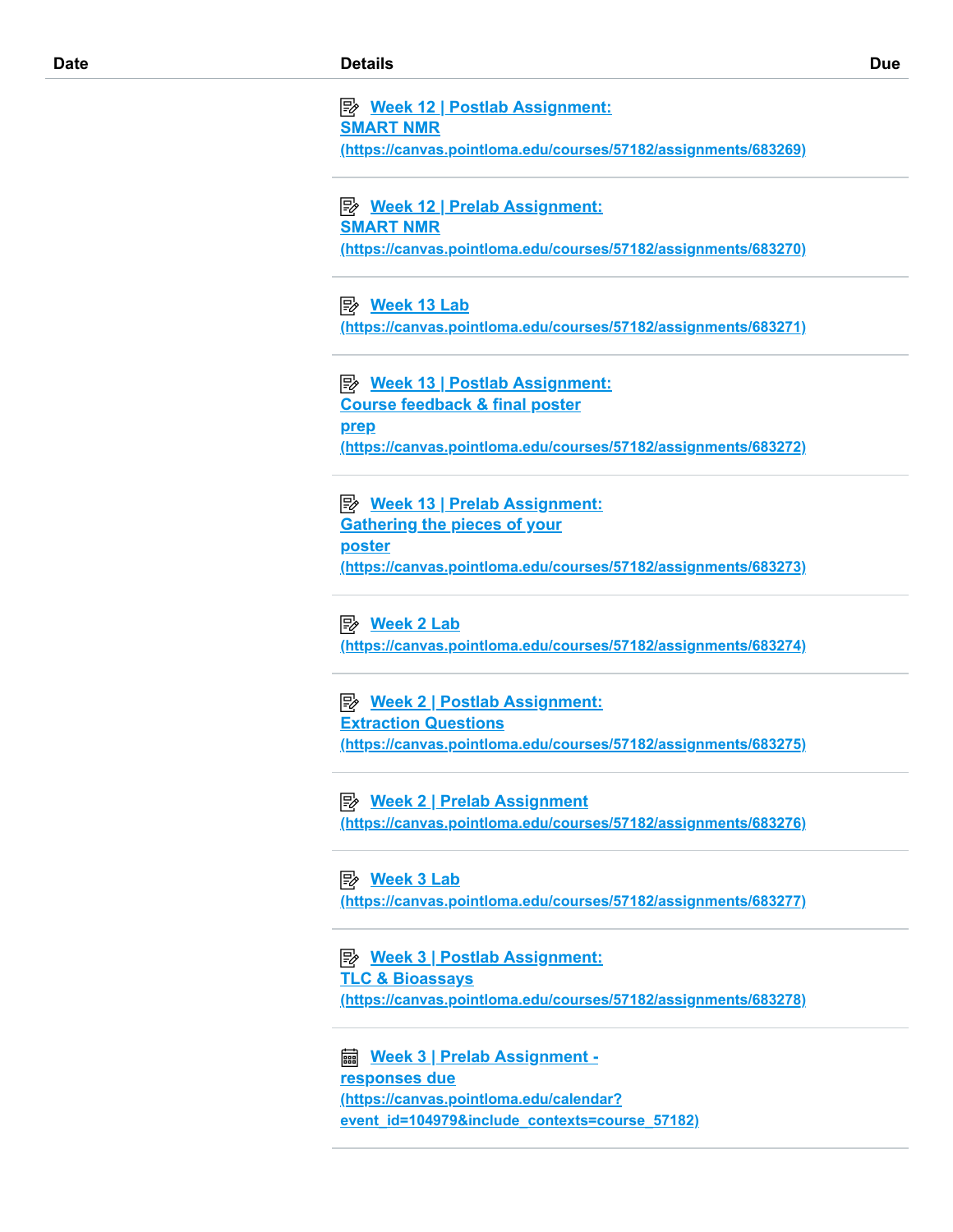| Date | Details | Due |
| --- | --- | --- |
| | Week 12 \| Postlab Assignment: SMART NMR (https://canvas.pointloma.edu/courses/57182/assignments/683269) | |
| | Week 12 \| Prelab Assignment: SMART NMR (https://canvas.pointloma.edu/courses/57182/assignments/683270) | |
| | Week 13 Lab (https://canvas.pointloma.edu/courses/57182/assignments/683271) | |
| | Week 13 \| Postlab Assignment: Course feedback & final poster prep (https://canvas.pointloma.edu/courses/57182/assignments/683272) | |
| | Week 13 \| Prelab Assignment: Gathering the pieces of your poster (https://canvas.pointloma.edu/courses/57182/assignments/683273) | |
| | Week 2 Lab (https://canvas.pointloma.edu/courses/57182/assignments/683274) | |
| | Week 2 \| Postlab Assignment: Extraction Questions (https://canvas.pointloma.edu/courses/57182/assignments/683275) | |
| | Week 2 \| Prelab Assignment (https://canvas.pointloma.edu/courses/57182/assignments/683276) | |
| | Week 3 Lab (https://canvas.pointloma.edu/courses/57182/assignments/683277) | |
| | Week 3 \| Postlab Assignment: TLC & Bioassays (https://canvas.pointloma.edu/courses/57182/assignments/683278) | |
| | Week 3 \| Prelab Assignment - responses due (https://canvas.pointloma.edu/calendar?event_id=104979&include_contexts=course_57182) | |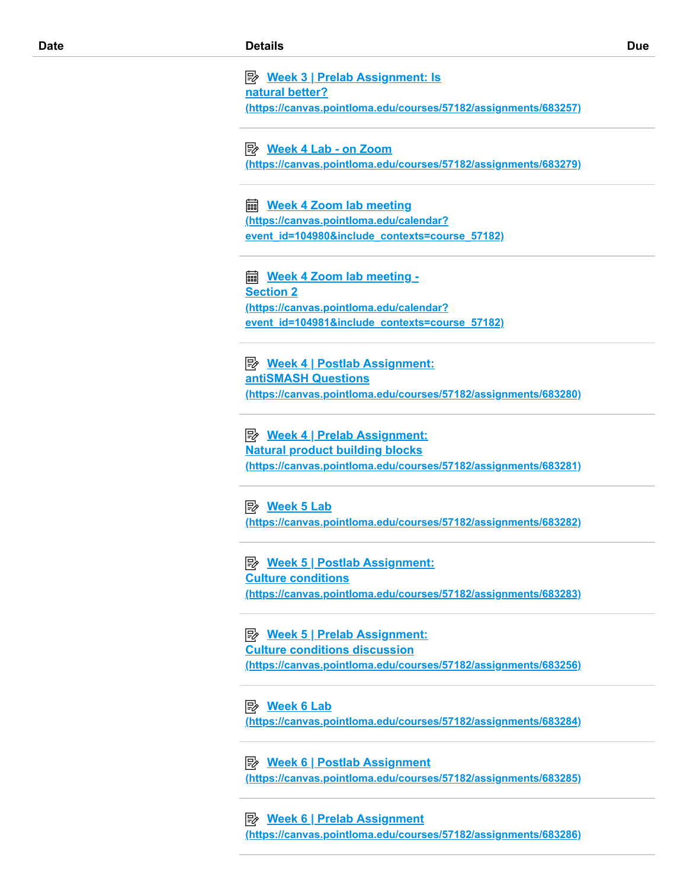| Date | Details | Due |
| --- | --- | --- |
| | Week 3 \| Prelab Assignment: Is natural better? (https://canvas.pointloma.edu/courses/57182/assignments/683257) | |
| | Week 4 Lab - on Zoom (https://canvas.pointloma.edu/courses/57182/assignments/683279) | |
| | Week 4 Zoom lab meeting (https://canvas.pointloma.edu/calendar?event_id=104980&include_contexts=course_57182) | |
| | Week 4 Zoom lab meeting - Section 2 (https://canvas.pointloma.edu/calendar?event_id=104981&include_contexts=course_57182) | |
| | Week 4 \| Postlab Assignment: antiSMASH Questions (https://canvas.pointloma.edu/courses/57182/assignments/683280) | |
| | Week 4 \| Prelab Assignment: Natural product building blocks (https://canvas.pointloma.edu/courses/57182/assignments/683281) | |
| | Week 5 Lab (https://canvas.pointloma.edu/courses/57182/assignments/683282) | |
| | Week 5 \| Postlab Assignment: Culture conditions (https://canvas.pointloma.edu/courses/57182/assignments/683283) | |
| | Week 5 \| Prelab Assignment: Culture conditions discussion (https://canvas.pointloma.edu/courses/57182/assignments/683256) | |
| | Week 6 Lab (https://canvas.pointloma.edu/courses/57182/assignments/683284) | |
| | Week 6 \| Postlab Assignment (https://canvas.pointloma.edu/courses/57182/assignments/683285) | |
| | Week 6 \| Prelab Assignment (https://canvas.pointloma.edu/courses/57182/assignments/683286) | |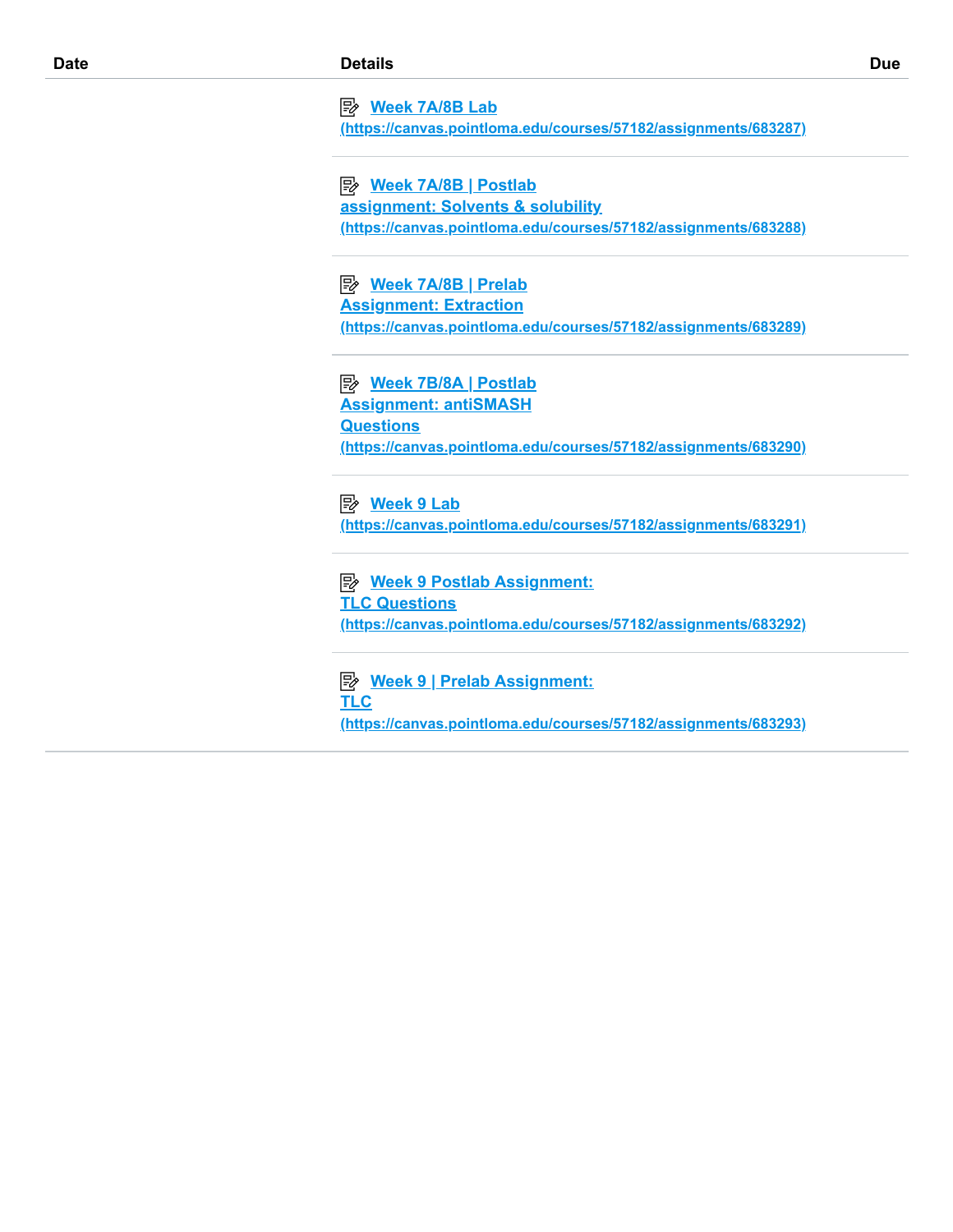| Date | Details | Due |
| --- | --- | --- |
| | Week 7A/8B Lab (https://canvas.pointloma.edu/courses/57182/assignments/683287) | |
| | Week 7A/8B \| Postlab assignment: Solvents & solubility (https://canvas.pointloma.edu/courses/57182/assignments/683288) | |
| | Week 7A/8B \| Prelab Assignment: Extraction (https://canvas.pointloma.edu/courses/57182/assignments/683289) | |
| | Week 7B/8A \| Postlab Assignment: antiSMASH Questions (https://canvas.pointloma.edu/courses/57182/assignments/683290) | |
| | Week 9 Lab (https://canvas.pointloma.edu/courses/57182/assignments/683291) | |
| | Week 9 Postlab Assignment: TLC Questions (https://canvas.pointloma.edu/courses/57182/assignments/683292) | |
| | Week 9 \| Prelab Assignment: TLC (https://canvas.pointloma.edu/courses/57182/assignments/683293) | |